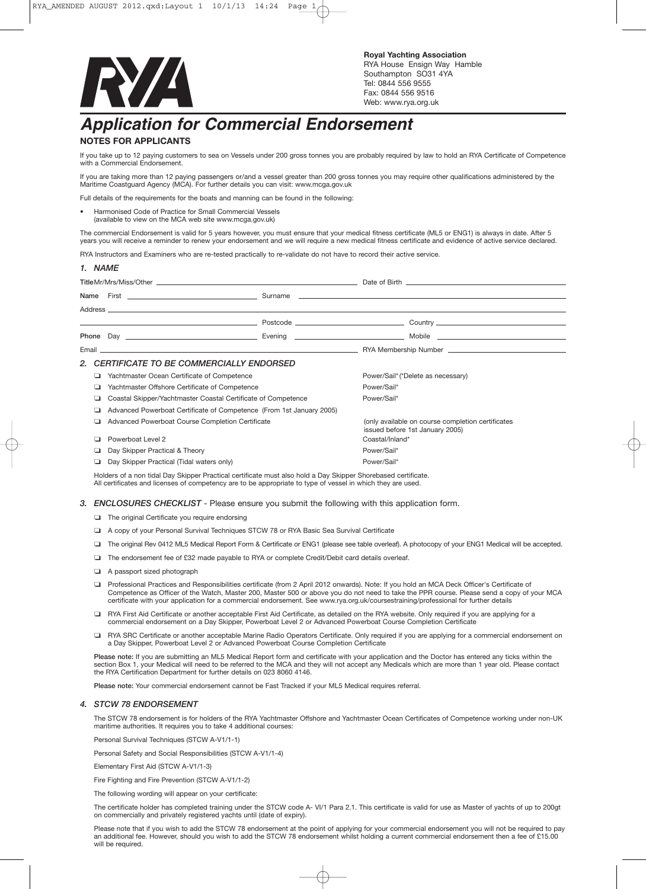**Royal Yachting Association**
RYA House Ensign Way Hamble
Southampton SO31 4YA
Tel: 0844 556 9555
Fax: 0844 556 9516
Web: www.rya.org.uk

# Application for Commercial Endorsement

## NOTES FOR APPLICANTS

If you take up to 12 paying customers to sea on Vessels under 200 gross tonnes you are probably required by law to hold an RYA Certificate of Competence with a Commercial Endorsement.

If you are taking more than 12 paying passengers or/and a vessel greater than 200 gross tonnes you may require other qualifications administered by the Maritime Coastguard Agency (MCA). For further details you can visit: www.mcga.gov.uk

Full details of the requirements for the boats and manning can be found in the following:

- Harmonised Code of Practice for Small Commercial Vessels (available to view on the MCA web site www.mcga.gov.uk)

The commercial Endorsement is valid for 5 years however, you must ensure that your medical fitness certificate (ML5 or ENG1) is always in date. After 5 years you will receive a reminder to renew your endorsement and we will require a new medical fitness certificate and evidence of active service declared.

RYA Instructors and Examiners who are re-tested practically to re-validate do not have to record their active service.

### 1. NAME

Title Mr/Mrs/Miss/Other ____________________ Date of Birth ____________________

Name First ____________________ Surname ____________________

Address ________________________________________

____________________ Postcode ____________________ Country ____________________

Phone Day ____________________ Evening ____________________ Mobile ____________________

Email ____________________ RYA Membership Number ____________________

### 2. CERTIFICATE TO BE COMMERCIALLY ENDORSED

- ❑ Yachtmaster Ocean Certificate of Competence — Power/Sail* (*Delete as necessary)
- ❑ Yachtmaster Offshore Certificate of Competence — Power/Sail*
- ❑ Coastal Skipper/Yachtmaster Coastal Certificate of Competence — Power/Sail*
- ❑ Advanced Powerboat Certificate of Competence (From 1st January 2005)
- ❑ Advanced Powerboat Course Completion Certificate — (only available on course completion certificates issued before 1st January 2005)
- ❑ Powerboat Level 2 — Coastal/Inland*
- ❑ Day Skipper Practical & Theory — Power/Sail*
- ❑ Day Skipper Practical (Tidal waters only) — Power/Sail*

Holders of a non tidal Day Skipper Practical certificate must also hold a Day Skipper Shorebased certificate.
All certificates and licenses of competency are to be appropriate to type of vessel in which they are used.

### 3. ENCLOSURES CHECKLIST - Please ensure you submit the following with this application form.

- ❑ The original Certificate you require endorsing
- ❑ A copy of your Personal Survival Techniques STCW 78 or RYA Basic Sea Survival Certificate
- ❑ The original Rev 0412 ML5 Medical Report Form & Certificate or ENG1 (please see table overleaf). A photocopy of your ENG1 Medical will be accepted.
- ❑ The endorsement fee of £32 made payable to RYA or complete Credit/Debit card details overleaf.
- ❑ A passport sized photograph
- ❑ Professional Practices and Responsibilities certificate (from 2 April 2012 onwards). Note: If you hold an MCA Deck Officer's Certificate of Competence as Officer of the Watch, Master 200, Master 500 or above you do not need to take the PPR course. Please send a copy of your MCA certificate with your application for a commercial endorsement. See www.rya.org.uk/coursestraining/professional for further details
- ❑ RYA First Aid Certificate or another acceptable First Aid Certificate, as detailed on the RYA website. Only required if you are applying for a commercial endorsement on a Day Skipper, Powerboat Level 2 or Advanced Powerboat Course Completion Certificate
- ❑ RYA SRC Certificate or another acceptable Marine Radio Operators Certificate. Only required if you are applying for a commercial endorsement on a Day Skipper, Powerboat Level 2 or Advanced Powerboat Course Completion Certificate

**Please note:** If you are submitting an ML5 Medical Report form and certificate with your application and the Doctor has entered any ticks within the section Box 1, your Medical will need to be referred to the MCA and they will not accept any Medicals which are more than 1 year old. Please contact the RYA Certification Department for further details on 023 8060 4146.

**Please note:** Your commercial endorsement cannot be Fast Tracked if your ML5 Medical requires referral.

### 4. STCW 78 ENDORSEMENT

The STCW 78 endorsement is for holders of the RYA Yachtmaster Offshore and Yachtmaster Ocean Certificates of Competence working under non-UK maritime authorities. It requires you to take 4 additional courses:

Personal Survival Techniques (STCW A-V1/1-1)

Personal Safety and Social Responsibilities (STCW A-V1/1-4)

Elementary First Aid (STCW A-V1/1-3)

Fire Fighting and Fire Prevention (STCW A-V1/1-2)

The following wording will appear on your certificate:

The certificate holder has completed training under the STCW code A- VI/1 Para 2.1. This certificate is valid for use as Master of yachts of up to 200gt on commercially and privately registered yachts until (date of expiry).

Please note that if you wish to add the STCW 78 endorsement at the point of applying for your commercial endorsement you will not be required to pay an additional fee. However, should you wish to add the STCW 78 endorsement whilst holding a current commercial endorsement then a fee of £15.00 will be required.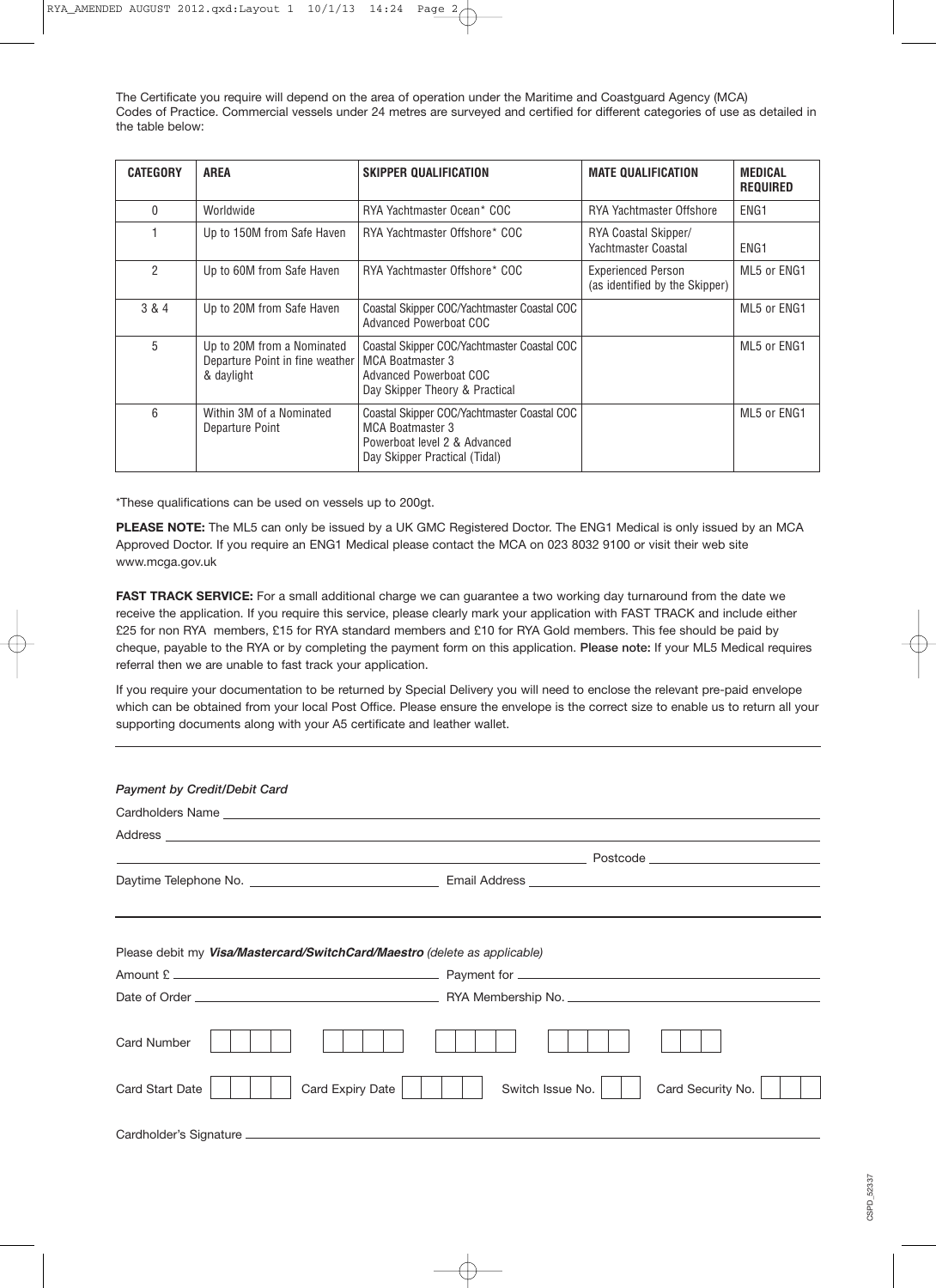The Certificate you require will depend on the area of operation under the Maritime and Coastguard Agency (MCA) Codes of Practice. Commercial vessels under 24 metres are surveyed and certified for different categories of use as detailed in the table below:

| CATEGORY | AREA | SKIPPER QUALIFICATION | MATE QUALIFICATION | MEDICAL REQUIRED |
|---|---|---|---|---|
| 0 | Worldwide | RYA Yachtmaster Ocean* COC | RYA Yachtmaster Offshore | ENG1 |
| 1 | Up to 150M from Safe Haven | RYA Yachtmaster Offshore* COC | RYA Coastal Skipper/ Yachtmaster Coastal | ENG1 |
| 2 | Up to 60M from Safe Haven | RYA Yachtmaster Offshore* COC | Experienced Person (as identified by the Skipper) | ML5 or ENG1 |
| 3 & 4 | Up to 20M from Safe Haven | Coastal Skipper COC/Yachtmaster Coastal COC Advanced Powerboat COC | | ML5 or ENG1 |
| 5 | Up to 20M from a Nominated Departure Point in fine weather & daylight | Coastal Skipper COC/Yachtmaster Coastal COC MCA Boatmaster 3 Advanced Powerboat COC Day Skipper Theory & Practical | | ML5 or ENG1 |
| 6 | Within 3M of a Nominated Departure Point | Coastal Skipper COC/Yachtmaster Coastal COC MCA Boatmaster 3 Powerboat level 2 & Advanced Day Skipper Practical (Tidal) | | ML5 or ENG1 |

*These qualifications can be used on vessels up to 200gt.

**PLEASE NOTE:** The ML5 can only be issued by a UK GMC Registered Doctor. The ENG1 Medical is only issued by an MCA Approved Doctor. If you require an ENG1 Medical please contact the MCA on 023 8032 9100 or visit their web site www.mcga.gov.uk

**FAST TRACK SERVICE:** For a small additional charge we can guarantee a two working day turnaround from the date we receive the application. If you require this service, please clearly mark your application with FAST TRACK and include either £25 for non RYA members, £15 for RYA standard members and £10 for RYA Gold members. This fee should be paid by cheque, payable to the RYA or by completing the payment form on this application. **Please note:** If your ML5 Medical requires referral then we are unable to fast track your application.

If you require your documentation to be returned by Special Delivery you will need to enclose the relevant pre-paid envelope which can be obtained from your local Post Office. Please ensure the envelope is the correct size to enable us to return all your supporting documents along with your A5 certificate and leather wallet.

***Payment by Credit/Debit Card***

Cardholders Name ______________________________

Address ______________________________

______________________________ Postcode ______________

Daytime Telephone No. ______________ Email Address ______________

Please debit my ***Visa/Mastercard/SwitchCard/Maestro*** *(delete as applicable)*

Amount £ ______________ Payment for ______________

Date of Order ______________ RYA Membership No. ______________

Card Number [ | | | ] [ | | | ] [ | | | ] [ | | | ] [ | | ]

Card Start Date [ | | | ] Card Expiry Date [ | | | ] Switch Issue No. [ | ] Card Security No. [ | | ]

Cardholder's Signature ______________________________

CSPD_52337